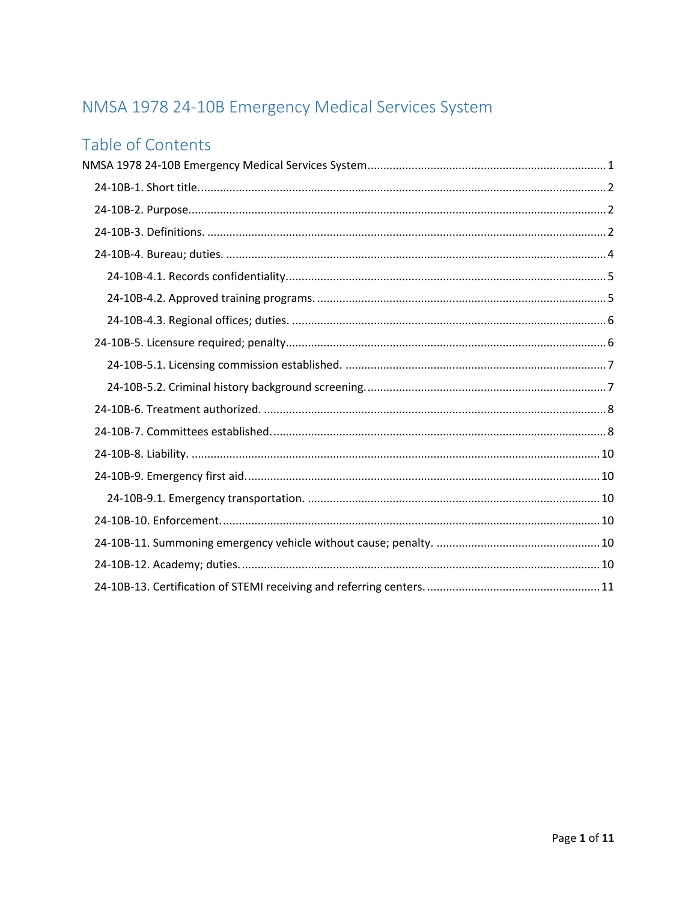# NMSA 1978 24-10B Emergency Medical Services System

## Table of Contents

NMSA 1978 24-10B Emergency Medical Services System ..... 1

- 24-10B-1. Short title. ..... 2
- 24-10B-2. Purpose. ..... 2
- 24-10B-3. Definitions. ..... 2
- 24-10B-4. Bureau; duties. ..... 4
  - 24-10B-4.1. Records confidentiality. ..... 5
  - 24-10B-4.2. Approved training programs. ..... 5
  - 24-10B-4.3. Regional offices; duties. ..... 6
- 24-10B-5. Licensure required; penalty. ..... 6
  - 24-10B-5.1. Licensing commission established. ..... 7
  - 24-10B-5.2. Criminal history background screening. ..... 7
- 24-10B-6. Treatment authorized. ..... 8
- 24-10B-7. Committees established. ..... 8
- 24-10B-8. Liability. ..... 10
- 24-10B-9. Emergency first aid. ..... 10
  - 24-10B-9.1. Emergency transportation. ..... 10
- 24-10B-10. Enforcement. ..... 10
- 24-10B-11. Summoning emergency vehicle without cause; penalty. ..... 10
- 24-10B-12. Academy; duties. ..... 10
- 24-10B-13. Certification of STEMI receiving and referring centers. ..... 11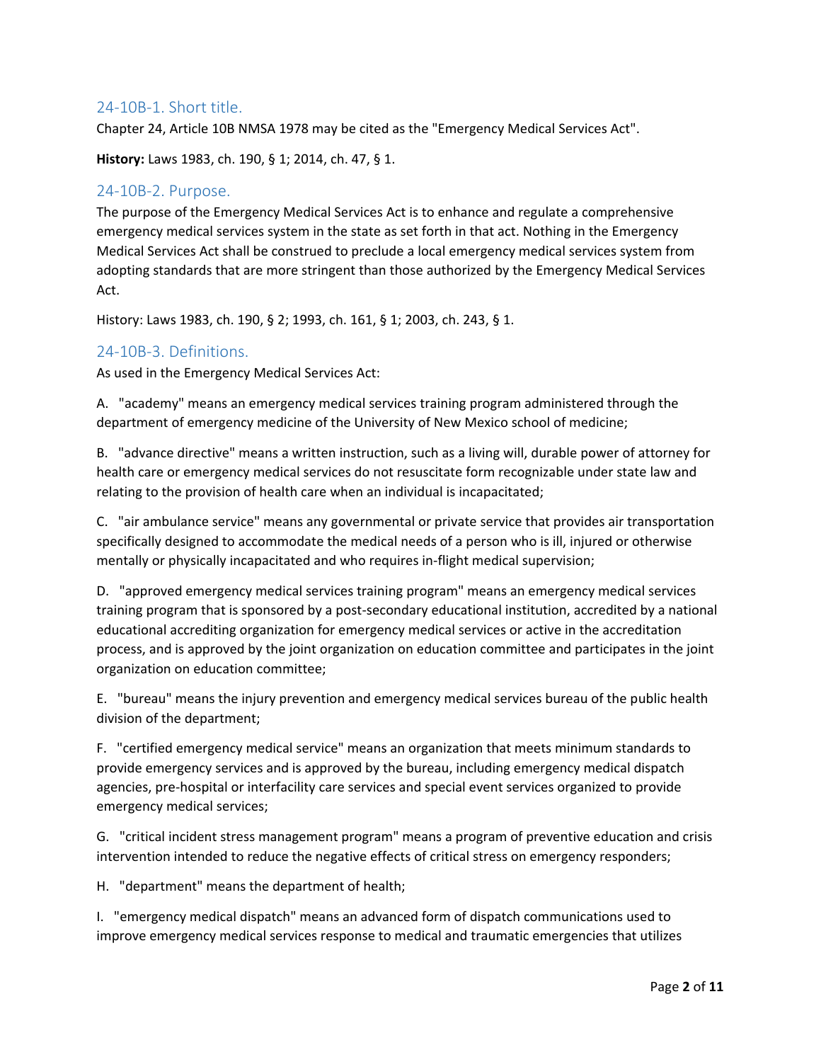## 24-10B-1. Short title.

Chapter 24, Article 10B NMSA 1978 may be cited as the "Emergency Medical Services Act".

**History:** Laws 1983, ch. 190, § 1; 2014, ch. 47, § 1.

## 24-10B-2. Purpose.

The purpose of the Emergency Medical Services Act is to enhance and regulate a comprehensive emergency medical services system in the state as set forth in that act. Nothing in the Emergency Medical Services Act shall be construed to preclude a local emergency medical services system from adopting standards that are more stringent than those authorized by the Emergency Medical Services Act.

History: Laws 1983, ch. 190, § 2; 1993, ch. 161, § 1; 2003, ch. 243, § 1.

## 24-10B-3. Definitions.

As used in the Emergency Medical Services Act:

A. "academy" means an emergency medical services training program administered through the department of emergency medicine of the University of New Mexico school of medicine;

B. "advance directive" means a written instruction, such as a living will, durable power of attorney for health care or emergency medical services do not resuscitate form recognizable under state law and relating to the provision of health care when an individual is incapacitated;

C. "air ambulance service" means any governmental or private service that provides air transportation specifically designed to accommodate the medical needs of a person who is ill, injured or otherwise mentally or physically incapacitated and who requires in-flight medical supervision;

D. "approved emergency medical services training program" means an emergency medical services training program that is sponsored by a post-secondary educational institution, accredited by a national educational accrediting organization for emergency medical services or active in the accreditation process, and is approved by the joint organization on education committee and participates in the joint organization on education committee;

E. "bureau" means the injury prevention and emergency medical services bureau of the public health division of the department;

F. "certified emergency medical service" means an organization that meets minimum standards to provide emergency services and is approved by the bureau, including emergency medical dispatch agencies, pre-hospital or interfacility care services and special event services organized to provide emergency medical services;

G. "critical incident stress management program" means a program of preventive education and crisis intervention intended to reduce the negative effects of critical stress on emergency responders;

H. "department" means the department of health;

I. "emergency medical dispatch" means an advanced form of dispatch communications used to improve emergency medical services response to medical and traumatic emergencies that utilizes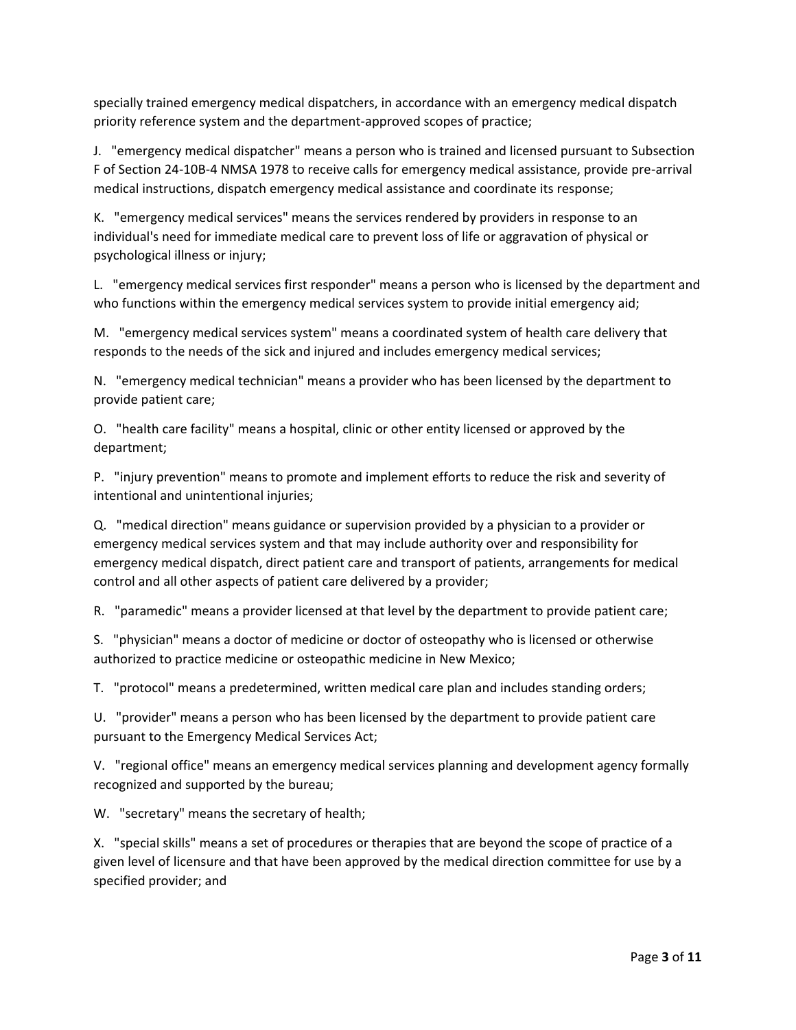specially trained emergency medical dispatchers, in accordance with an emergency medical dispatch priority reference system and the department-approved scopes of practice;

J. "emergency medical dispatcher" means a person who is trained and licensed pursuant to Subsection F of Section 24-10B-4 NMSA 1978 to receive calls for emergency medical assistance, provide pre-arrival medical instructions, dispatch emergency medical assistance and coordinate its response;

K. "emergency medical services" means the services rendered by providers in response to an individual's need for immediate medical care to prevent loss of life or aggravation of physical or psychological illness or injury;

L. "emergency medical services first responder" means a person who is licensed by the department and who functions within the emergency medical services system to provide initial emergency aid;

M. "emergency medical services system" means a coordinated system of health care delivery that responds to the needs of the sick and injured and includes emergency medical services;

N. "emergency medical technician" means a provider who has been licensed by the department to provide patient care;

O. "health care facility" means a hospital, clinic or other entity licensed or approved by the department;

P. "injury prevention" means to promote and implement efforts to reduce the risk and severity of intentional and unintentional injuries;

Q. "medical direction" means guidance or supervision provided by a physician to a provider or emergency medical services system and that may include authority over and responsibility for emergency medical dispatch, direct patient care and transport of patients, arrangements for medical control and all other aspects of patient care delivered by a provider;

R. "paramedic" means a provider licensed at that level by the department to provide patient care;

S. "physician" means a doctor of medicine or doctor of osteopathy who is licensed or otherwise authorized to practice medicine or osteopathic medicine in New Mexico;

T. "protocol" means a predetermined, written medical care plan and includes standing orders;

U. "provider" means a person who has been licensed by the department to provide patient care pursuant to the Emergency Medical Services Act;

V. "regional office" means an emergency medical services planning and development agency formally recognized and supported by the bureau;

W. "secretary" means the secretary of health;

X. "special skills" means a set of procedures or therapies that are beyond the scope of practice of a given level of licensure and that have been approved by the medical direction committee for use by a specified provider; and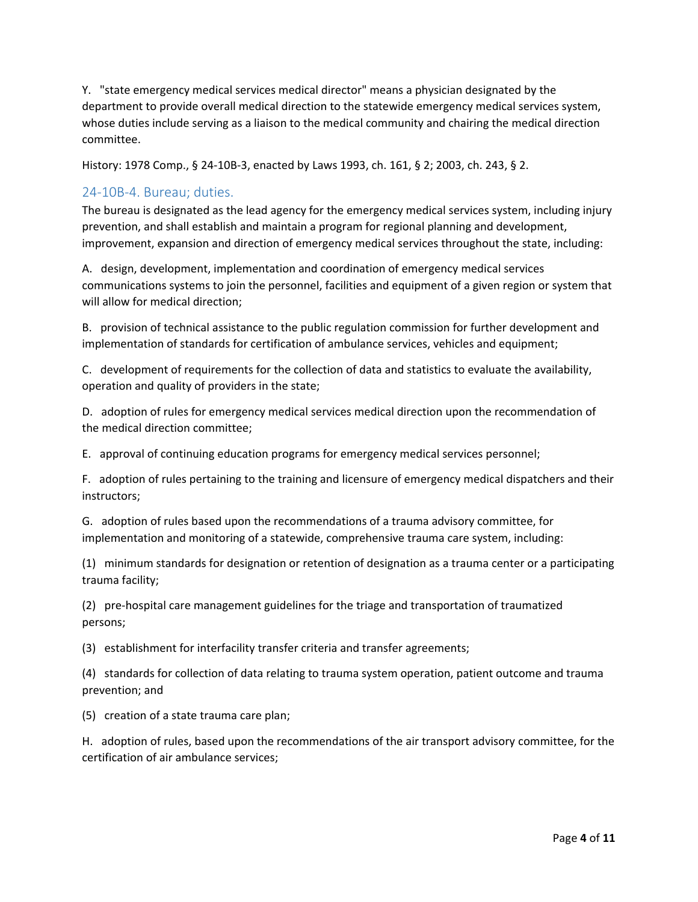Y. "state emergency medical services medical director" means a physician designated by the department to provide overall medical direction to the statewide emergency medical services system, whose duties include serving as a liaison to the medical community and chairing the medical direction committee.

History: 1978 Comp., § 24-10B-3, enacted by Laws 1993, ch. 161, § 2; 2003, ch. 243, § 2.

## 24-10B-4. Bureau; duties.

The bureau is designated as the lead agency for the emergency medical services system, including injury prevention, and shall establish and maintain a program for regional planning and development, improvement, expansion and direction of emergency medical services throughout the state, including:

A. design, development, implementation and coordination of emergency medical services communications systems to join the personnel, facilities and equipment of a given region or system that will allow for medical direction;

B. provision of technical assistance to the public regulation commission for further development and implementation of standards for certification of ambulance services, vehicles and equipment;

C. development of requirements for the collection of data and statistics to evaluate the availability, operation and quality of providers in the state;

D. adoption of rules for emergency medical services medical direction upon the recommendation of the medical direction committee;

E. approval of continuing education programs for emergency medical services personnel;

F. adoption of rules pertaining to the training and licensure of emergency medical dispatchers and their instructors;

G. adoption of rules based upon the recommendations of a trauma advisory committee, for implementation and monitoring of a statewide, comprehensive trauma care system, including:

(1) minimum standards for designation or retention of designation as a trauma center or a participating trauma facility;

(2) pre-hospital care management guidelines for the triage and transportation of traumatized persons;

(3) establishment for interfacility transfer criteria and transfer agreements;

(4) standards for collection of data relating to trauma system operation, patient outcome and trauma prevention; and

(5) creation of a state trauma care plan;

H. adoption of rules, based upon the recommendations of the air transport advisory committee, for the certification of air ambulance services;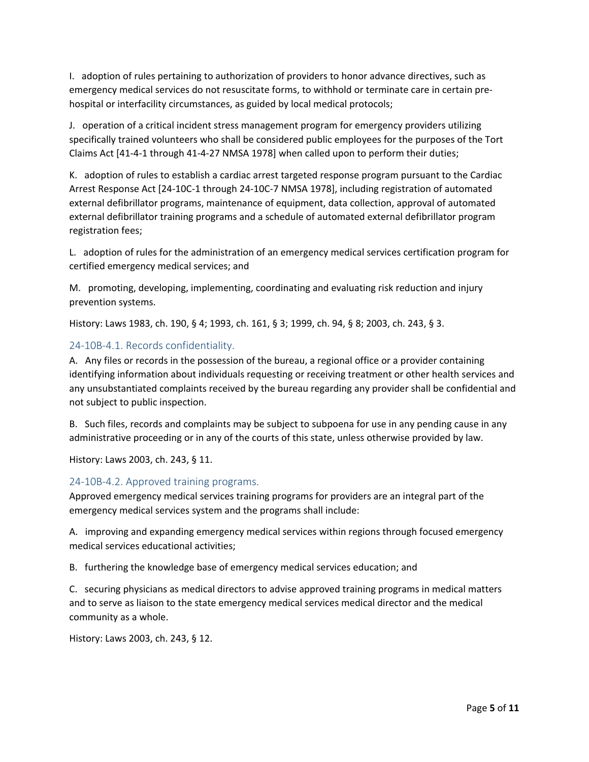I. adoption of rules pertaining to authorization of providers to honor advance directives, such as emergency medical services do not resuscitate forms, to withhold or terminate care in certain pre-hospital or interfacility circumstances, as guided by local medical protocols;

J. operation of a critical incident stress management program for emergency providers utilizing specifically trained volunteers who shall be considered public employees for the purposes of the Tort Claims Act [41-4-1 through 41-4-27 NMSA 1978] when called upon to perform their duties;

K. adoption of rules to establish a cardiac arrest targeted response program pursuant to the Cardiac Arrest Response Act [24-10C-1 through 24-10C-7 NMSA 1978], including registration of automated external defibrillator programs, maintenance of equipment, data collection, approval of automated external defibrillator training programs and a schedule of automated external defibrillator program registration fees;

L. adoption of rules for the administration of an emergency medical services certification program for certified emergency medical services; and

M. promoting, developing, implementing, coordinating and evaluating risk reduction and injury prevention systems.

History: Laws 1983, ch. 190, § 4; 1993, ch. 161, § 3; 1999, ch. 94, § 8; 2003, ch. 243, § 3.

## 24-10B-4.1. Records confidentiality.

A. Any files or records in the possession of the bureau, a regional office or a provider containing identifying information about individuals requesting or receiving treatment or other health services and any unsubstantiated complaints received by the bureau regarding any provider shall be confidential and not subject to public inspection.

B. Such files, records and complaints may be subject to subpoena for use in any pending cause in any administrative proceeding or in any of the courts of this state, unless otherwise provided by law.

History: Laws 2003, ch. 243, § 11.

## 24-10B-4.2. Approved training programs.

Approved emergency medical services training programs for providers are an integral part of the emergency medical services system and the programs shall include:

A. improving and expanding emergency medical services within regions through focused emergency medical services educational activities;

B. furthering the knowledge base of emergency medical services education; and

C. securing physicians as medical directors to advise approved training programs in medical matters and to serve as liaison to the state emergency medical services medical director and the medical community as a whole.

History: Laws 2003, ch. 243, § 12.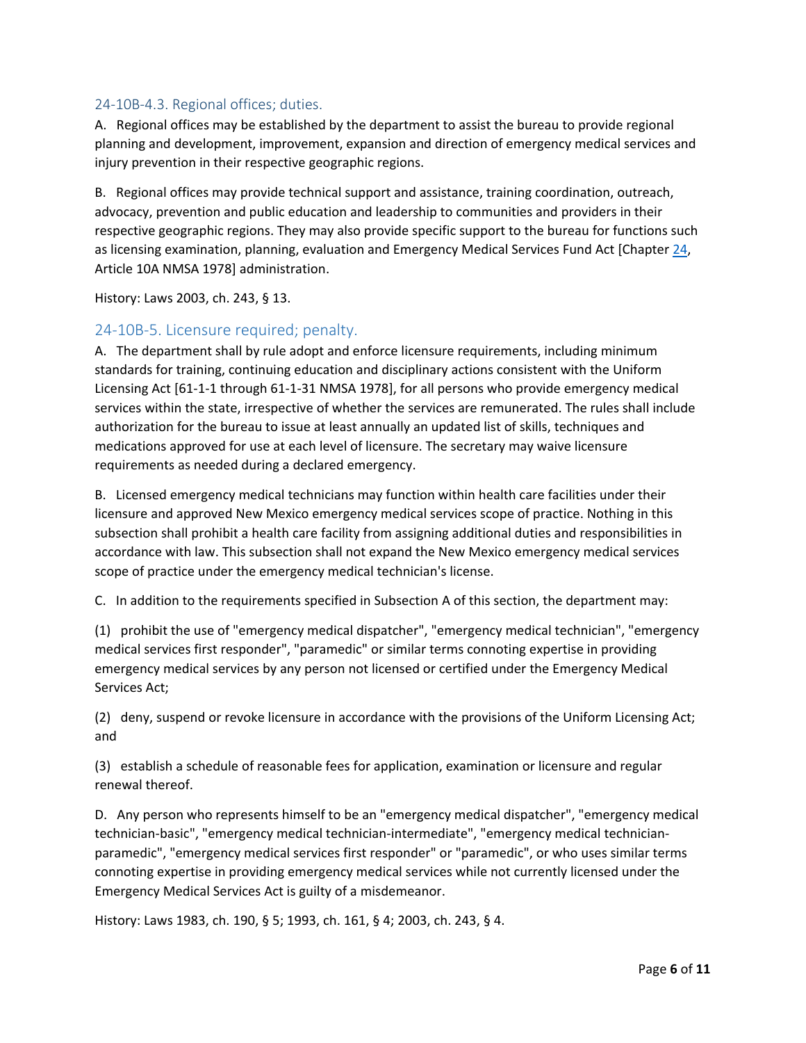## 24-10B-4.3. Regional offices; duties.

A. Regional offices may be established by the department to assist the bureau to provide regional planning and development, improvement, expansion and direction of emergency medical services and injury prevention in their respective geographic regions.

B. Regional offices may provide technical support and assistance, training coordination, outreach, advocacy, prevention and public education and leadership to communities and providers in their respective geographic regions. They may also provide specific support to the bureau for functions such as licensing examination, planning, evaluation and Emergency Medical Services Fund Act [Chapter 24, Article 10A NMSA 1978] administration.

History: Laws 2003, ch. 243, § 13.

## 24-10B-5. Licensure required; penalty.

A. The department shall by rule adopt and enforce licensure requirements, including minimum standards for training, continuing education and disciplinary actions consistent with the Uniform Licensing Act [61-1-1 through 61-1-31 NMSA 1978], for all persons who provide emergency medical services within the state, irrespective of whether the services are remunerated. The rules shall include authorization for the bureau to issue at least annually an updated list of skills, techniques and medications approved for use at each level of licensure. The secretary may waive licensure requirements as needed during a declared emergency.

B. Licensed emergency medical technicians may function within health care facilities under their licensure and approved New Mexico emergency medical services scope of practice. Nothing in this subsection shall prohibit a health care facility from assigning additional duties and responsibilities in accordance with law. This subsection shall not expand the New Mexico emergency medical services scope of practice under the emergency medical technician's license.

C. In addition to the requirements specified in Subsection A of this section, the department may:

(1) prohibit the use of "emergency medical dispatcher", "emergency medical technician", "emergency medical services first responder", "paramedic" or similar terms connoting expertise in providing emergency medical services by any person not licensed or certified under the Emergency Medical Services Act;

(2) deny, suspend or revoke licensure in accordance with the provisions of the Uniform Licensing Act; and

(3) establish a schedule of reasonable fees for application, examination or licensure and regular renewal thereof.

D. Any person who represents himself to be an "emergency medical dispatcher", "emergency medical technician-basic", "emergency medical technician-intermediate", "emergency medical technician-paramedic", "emergency medical services first responder" or "paramedic", or who uses similar terms connoting expertise in providing emergency medical services while not currently licensed under the Emergency Medical Services Act is guilty of a misdemeanor.

History: Laws 1983, ch. 190, § 5; 1993, ch. 161, § 4; 2003, ch. 243, § 4.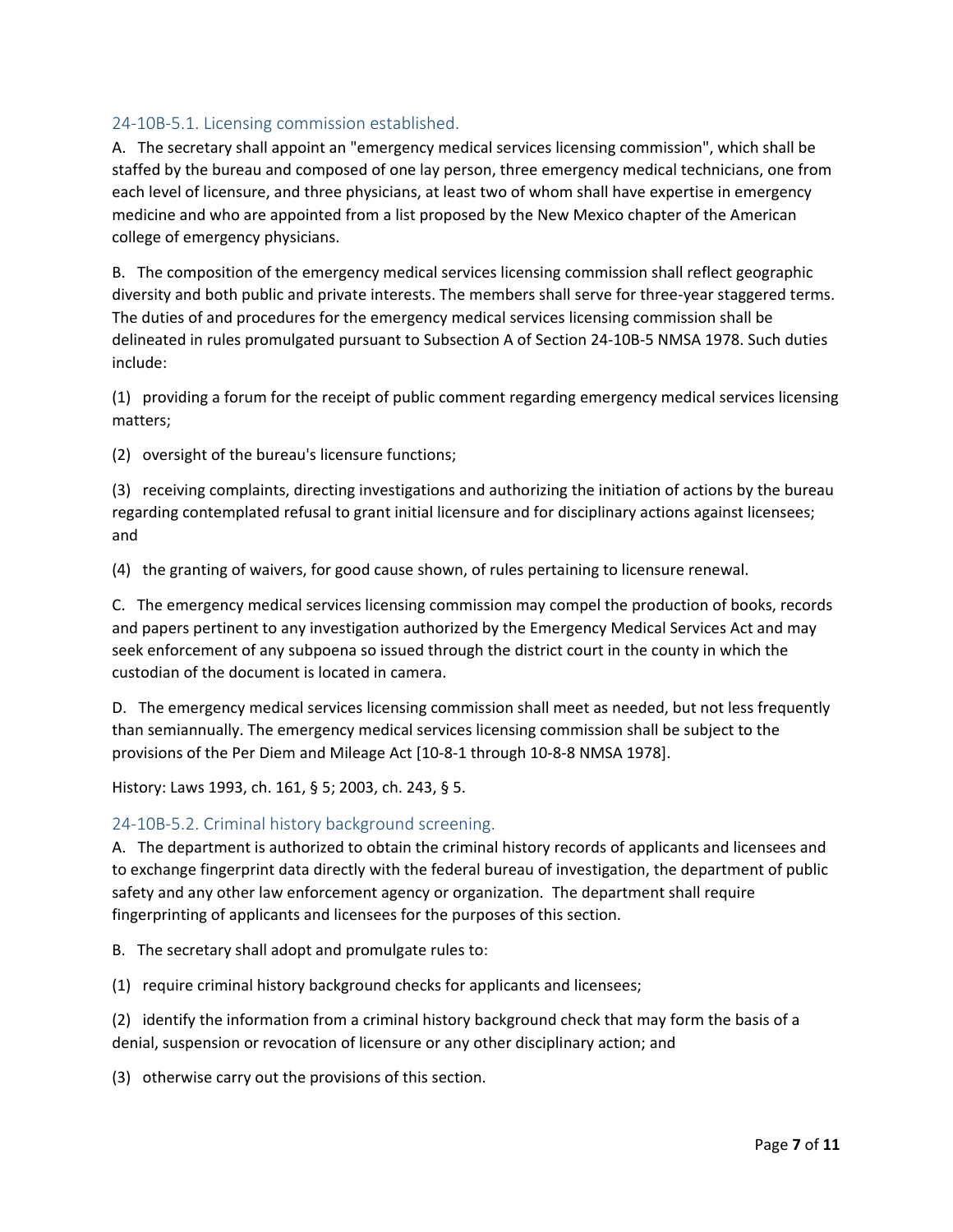### 24-10B-5.1. Licensing commission established.

A. The secretary shall appoint an "emergency medical services licensing commission", which shall be staffed by the bureau and composed of one lay person, three emergency medical technicians, one from each level of licensure, and three physicians, at least two of whom shall have expertise in emergency medicine and who are appointed from a list proposed by the New Mexico chapter of the American college of emergency physicians.

B. The composition of the emergency medical services licensing commission shall reflect geographic diversity and both public and private interests. The members shall serve for three-year staggered terms. The duties of and procedures for the emergency medical services licensing commission shall be delineated in rules promulgated pursuant to Subsection A of Section 24-10B-5 NMSA 1978. Such duties include:

(1) providing a forum for the receipt of public comment regarding emergency medical services licensing matters;

(2) oversight of the bureau's licensure functions;

(3) receiving complaints, directing investigations and authorizing the initiation of actions by the bureau regarding contemplated refusal to grant initial licensure and for disciplinary actions against licensees; and

(4) the granting of waivers, for good cause shown, of rules pertaining to licensure renewal.

C. The emergency medical services licensing commission may compel the production of books, records and papers pertinent to any investigation authorized by the Emergency Medical Services Act and may seek enforcement of any subpoena so issued through the district court in the county in which the custodian of the document is located in camera.

D. The emergency medical services licensing commission shall meet as needed, but not less frequently than semiannually. The emergency medical services licensing commission shall be subject to the provisions of the Per Diem and Mileage Act [10-8-1 through 10-8-8 NMSA 1978].

History: Laws 1993, ch. 161, § 5; 2003, ch. 243, § 5.

### 24-10B-5.2. Criminal history background screening.

A. The department is authorized to obtain the criminal history records of applicants and licensees and to exchange fingerprint data directly with the federal bureau of investigation, the department of public safety and any other law enforcement agency or organization. The department shall require fingerprinting of applicants and licensees for the purposes of this section.

B. The secretary shall adopt and promulgate rules to:

(1) require criminal history background checks for applicants and licensees;

(2) identify the information from a criminal history background check that may form the basis of a denial, suspension or revocation of licensure or any other disciplinary action; and

(3) otherwise carry out the provisions of this section.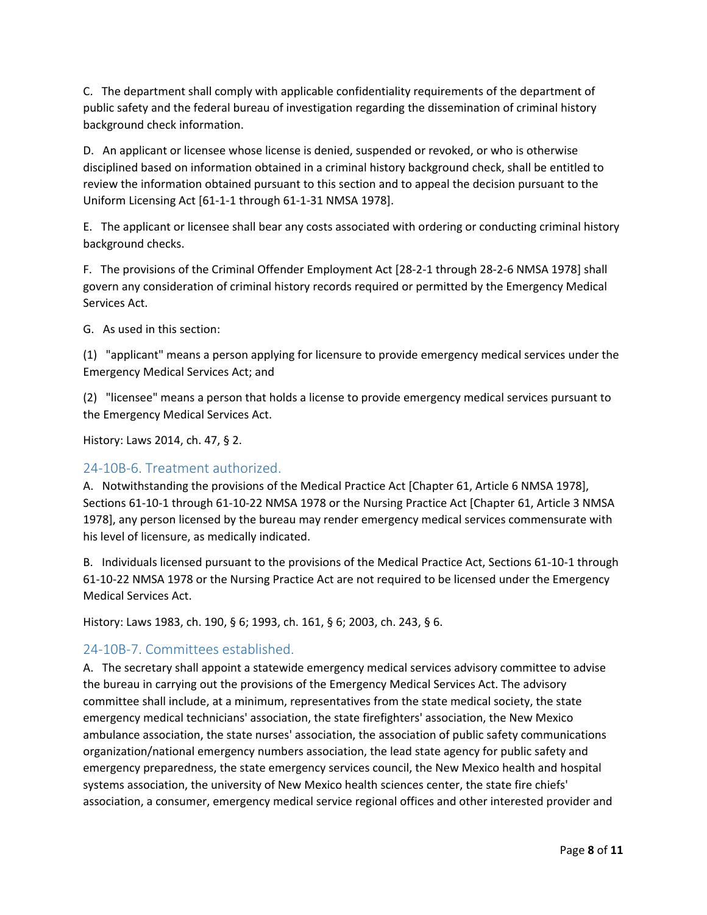C. The department shall comply with applicable confidentiality requirements of the department of public safety and the federal bureau of investigation regarding the dissemination of criminal history background check information.

D. An applicant or licensee whose license is denied, suspended or revoked, or who is otherwise disciplined based on information obtained in a criminal history background check, shall be entitled to review the information obtained pursuant to this section and to appeal the decision pursuant to the Uniform Licensing Act [61-1-1 through 61-1-31 NMSA 1978].

E. The applicant or licensee shall bear any costs associated with ordering or conducting criminal history background checks.

F. The provisions of the Criminal Offender Employment Act [28-2-1 through 28-2-6 NMSA 1978] shall govern any consideration of criminal history records required or permitted by the Emergency Medical Services Act.

G. As used in this section:

(1) "applicant" means a person applying for licensure to provide emergency medical services under the Emergency Medical Services Act; and

(2) "licensee" means a person that holds a license to provide emergency medical services pursuant to the Emergency Medical Services Act.

History: Laws 2014, ch. 47, § 2.

## 24-10B-6. Treatment authorized.

A. Notwithstanding the provisions of the Medical Practice Act [Chapter 61, Article 6 NMSA 1978], Sections 61-10-1 through 61-10-22 NMSA 1978 or the Nursing Practice Act [Chapter 61, Article 3 NMSA 1978], any person licensed by the bureau may render emergency medical services commensurate with his level of licensure, as medically indicated.

B. Individuals licensed pursuant to the provisions of the Medical Practice Act, Sections 61-10-1 through 61-10-22 NMSA 1978 or the Nursing Practice Act are not required to be licensed under the Emergency Medical Services Act.

History: Laws 1983, ch. 190, § 6; 1993, ch. 161, § 6; 2003, ch. 243, § 6.

## 24-10B-7. Committees established.

A. The secretary shall appoint a statewide emergency medical services advisory committee to advise the bureau in carrying out the provisions of the Emergency Medical Services Act. The advisory committee shall include, at a minimum, representatives from the state medical society, the state emergency medical technicians' association, the state firefighters' association, the New Mexico ambulance association, the state nurses' association, the association of public safety communications organization/national emergency numbers association, the lead state agency for public safety and emergency preparedness, the state emergency services council, the New Mexico health and hospital systems association, the university of New Mexico health sciences center, the state fire chiefs' association, a consumer, emergency medical service regional offices and other interested provider and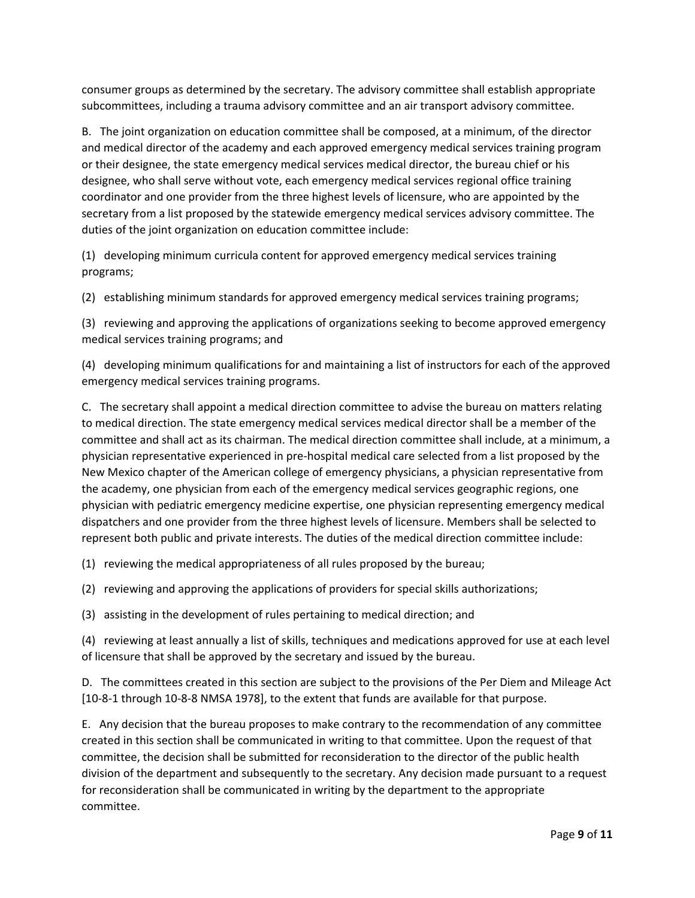consumer groups as determined by the secretary. The advisory committee shall establish appropriate subcommittees, including a trauma advisory committee and an air transport advisory committee.

B. The joint organization on education committee shall be composed, at a minimum, of the director and medical director of the academy and each approved emergency medical services training program or their designee, the state emergency medical services medical director, the bureau chief or his designee, who shall serve without vote, each emergency medical services regional office training coordinator and one provider from the three highest levels of licensure, who are appointed by the secretary from a list proposed by the statewide emergency medical services advisory committee. The duties of the joint organization on education committee include:

(1) developing minimum curricula content for approved emergency medical services training programs;

(2) establishing minimum standards for approved emergency medical services training programs;

(3) reviewing and approving the applications of organizations seeking to become approved emergency medical services training programs; and

(4) developing minimum qualifications for and maintaining a list of instructors for each of the approved emergency medical services training programs.

C. The secretary shall appoint a medical direction committee to advise the bureau on matters relating to medical direction. The state emergency medical services medical director shall be a member of the committee and shall act as its chairman. The medical direction committee shall include, at a minimum, a physician representative experienced in pre-hospital medical care selected from a list proposed by the New Mexico chapter of the American college of emergency physicians, a physician representative from the academy, one physician from each of the emergency medical services geographic regions, one physician with pediatric emergency medicine expertise, one physician representing emergency medical dispatchers and one provider from the three highest levels of licensure. Members shall be selected to represent both public and private interests. The duties of the medical direction committee include:

(1) reviewing the medical appropriateness of all rules proposed by the bureau;

(2) reviewing and approving the applications of providers for special skills authorizations;

(3) assisting in the development of rules pertaining to medical direction; and

(4) reviewing at least annually a list of skills, techniques and medications approved for use at each level of licensure that shall be approved by the secretary and issued by the bureau.

D. The committees created in this section are subject to the provisions of the Per Diem and Mileage Act [10-8-1 through 10-8-8 NMSA 1978], to the extent that funds are available for that purpose.

E. Any decision that the bureau proposes to make contrary to the recommendation of any committee created in this section shall be communicated in writing to that committee. Upon the request of that committee, the decision shall be submitted for reconsideration to the director of the public health division of the department and subsequently to the secretary. Any decision made pursuant to a request for reconsideration shall be communicated in writing by the department to the appropriate committee.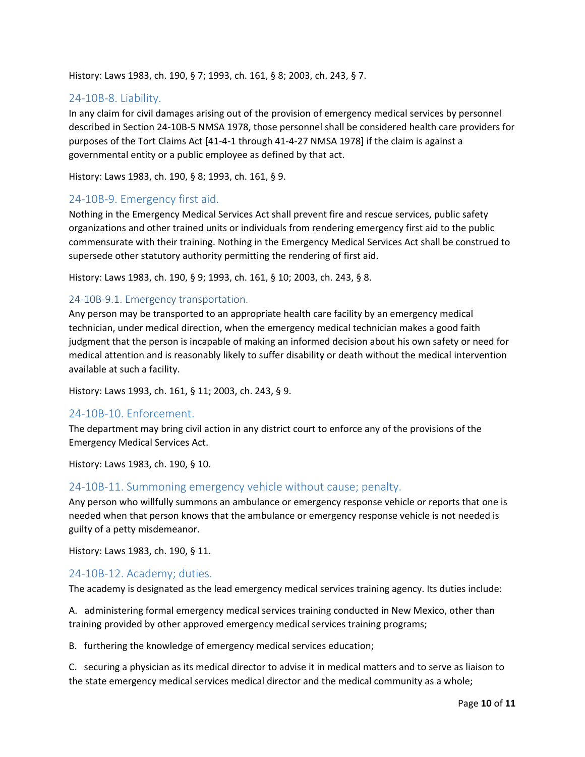History: Laws 1983, ch. 190, § 7; 1993, ch. 161, § 8; 2003, ch. 243, § 7.

## 24-10B-8. Liability.

In any claim for civil damages arising out of the provision of emergency medical services by personnel described in Section 24-10B-5 NMSA 1978, those personnel shall be considered health care providers for purposes of the Tort Claims Act [41-4-1 through 41-4-27 NMSA 1978] if the claim is against a governmental entity or a public employee as defined by that act.

History: Laws 1983, ch. 190, § 8; 1993, ch. 161, § 9.

## 24-10B-9. Emergency first aid.

Nothing in the Emergency Medical Services Act shall prevent fire and rescue services, public safety organizations and other trained units or individuals from rendering emergency first aid to the public commensurate with their training. Nothing in the Emergency Medical Services Act shall be construed to supersede other statutory authority permitting the rendering of first aid.

History: Laws 1983, ch. 190, § 9; 1993, ch. 161, § 10; 2003, ch. 243, § 8.

### 24-10B-9.1. Emergency transportation.

Any person may be transported to an appropriate health care facility by an emergency medical technician, under medical direction, when the emergency medical technician makes a good faith judgment that the person is incapable of making an informed decision about his own safety or need for medical attention and is reasonably likely to suffer disability or death without the medical intervention available at such a facility.

History: Laws 1993, ch. 161, § 11; 2003, ch. 243, § 9.

## 24-10B-10. Enforcement.

The department may bring civil action in any district court to enforce any of the provisions of the Emergency Medical Services Act.

History: Laws 1983, ch. 190, § 10.

## 24-10B-11. Summoning emergency vehicle without cause; penalty.

Any person who willfully summons an ambulance or emergency response vehicle or reports that one is needed when that person knows that the ambulance or emergency response vehicle is not needed is guilty of a petty misdemeanor.

History: Laws 1983, ch. 190, § 11.

## 24-10B-12. Academy; duties.

The academy is designated as the lead emergency medical services training agency. Its duties include:

A. administering formal emergency medical services training conducted in New Mexico, other than training provided by other approved emergency medical services training programs;

B. furthering the knowledge of emergency medical services education;

C. securing a physician as its medical director to advise it in medical matters and to serve as liaison to the state emergency medical services medical director and the medical community as a whole;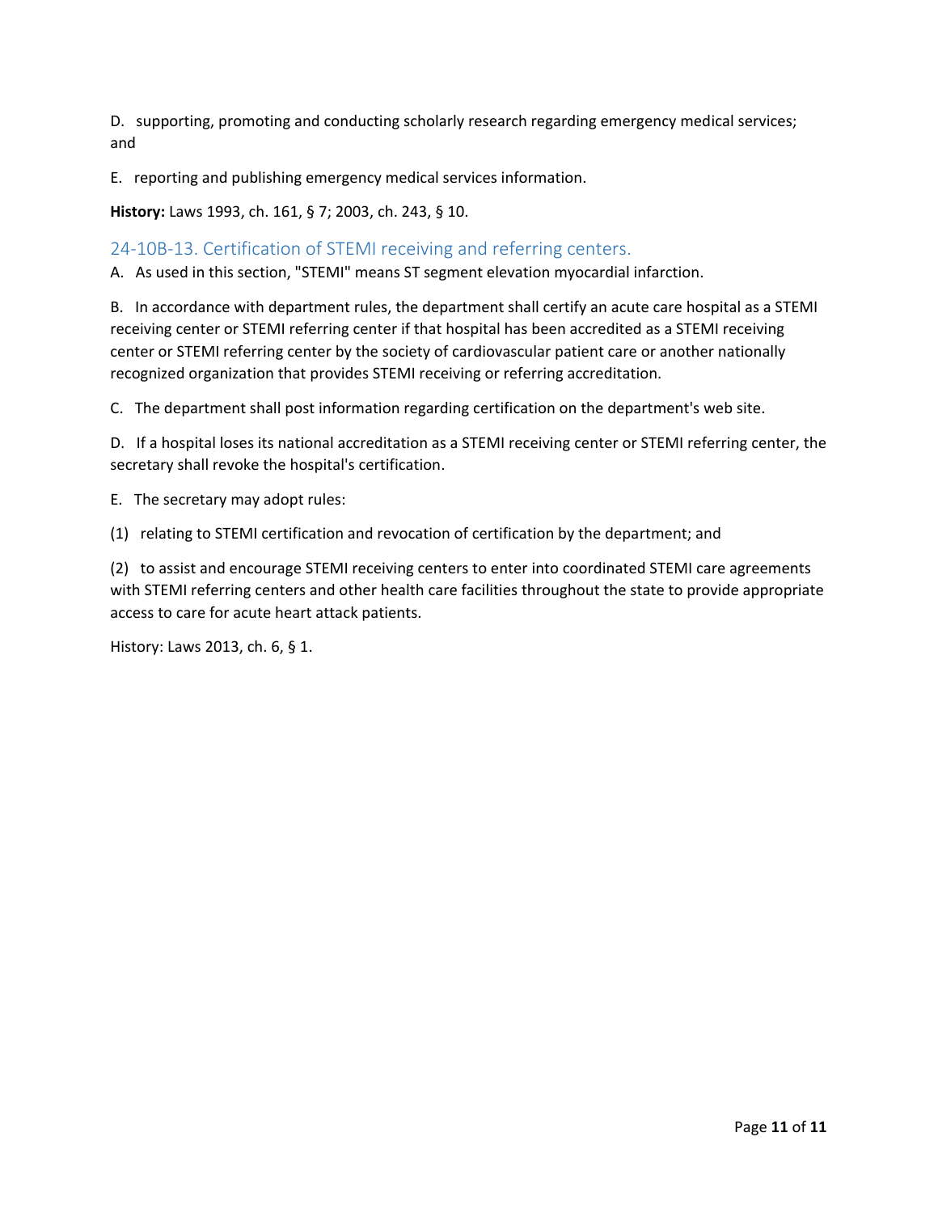D. supporting, promoting and conducting scholarly research regarding emergency medical services; and

E. reporting and publishing emergency medical services information.

**History:** Laws 1993, ch. 161, § 7; 2003, ch. 243, § 10.

## 24-10B-13. Certification of STEMI receiving and referring centers.

A. As used in this section, "STEMI" means ST segment elevation myocardial infarction.

B. In accordance with department rules, the department shall certify an acute care hospital as a STEMI receiving center or STEMI referring center if that hospital has been accredited as a STEMI receiving center or STEMI referring center by the society of cardiovascular patient care or another nationally recognized organization that provides STEMI receiving or referring accreditation.

C. The department shall post information regarding certification on the department's web site.

D. If a hospital loses its national accreditation as a STEMI receiving center or STEMI referring center, the secretary shall revoke the hospital's certification.

E. The secretary may adopt rules:

(1) relating to STEMI certification and revocation of certification by the department; and

(2) to assist and encourage STEMI receiving centers to enter into coordinated STEMI care agreements with STEMI referring centers and other health care facilities throughout the state to provide appropriate access to care for acute heart attack patients.

History: Laws 2013, ch. 6, § 1.